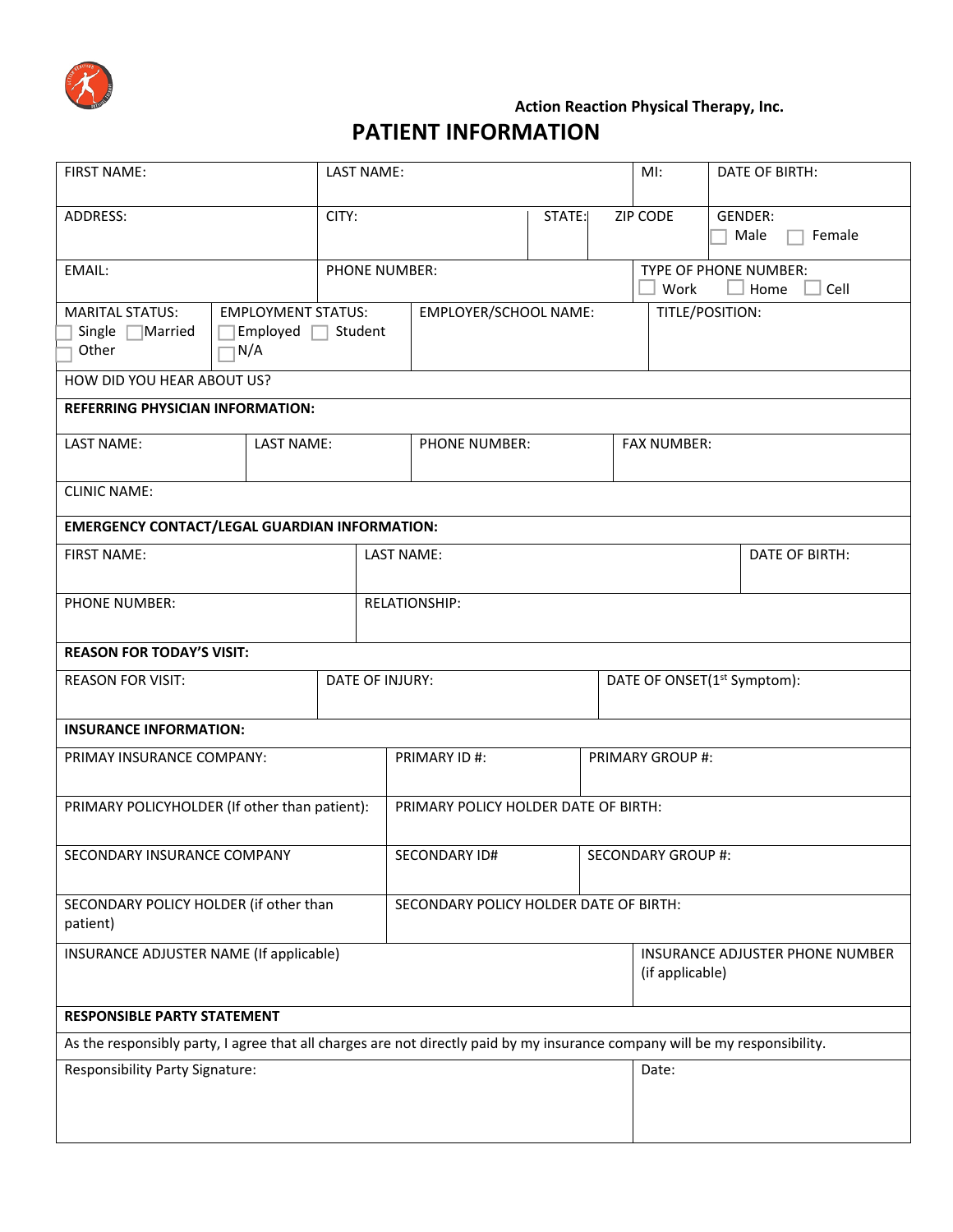**Action Reaction Physical Therapy, Inc.**

# PATIENT INFORMATION

| FIRST NAME: | LAST NAME: | MI: | DATE OF BIRTH: |
| --- | --- | --- | --- |
| ADDRESS: | CITY: STATE: ZIP CODE | | GENDER: ☐ Male ☐ Female |
| EMAIL: | PHONE NUMBER: | | TYPE OF PHONE NUMBER: ☐ Work ☐ Home ☐ Cell |

| MARITAL STATUS: | EMPLOYMENT STATUS: | EMPLOYER/SCHOOL NAME: | TITLE/POSITION: |
| --- | --- | --- | --- |
| ☐ Single ☐ Married ☐ Other | ☐ Employed ☐ Student ☐ N/A | | |

HOW DID YOU HEAR ABOUT US?

**REFERRING PHYSICIAN INFORMATION:**

| LAST NAME: | LAST NAME: | PHONE NUMBER: | FAX NUMBER: |
| --- | --- | --- | --- |
| CLINIC NAME: | | | |

**EMERGENCY CONTACT/LEGAL GUARDIAN INFORMATION:**

| FIRST NAME: | LAST NAME: | DATE OF BIRTH: |
| --- | --- | --- |
| PHONE NUMBER: | RELATIONSHIP: | |

**REASON FOR TODAY'S VISIT:**

| REASON FOR VISIT: | DATE OF INJURY: | DATE OF ONSET($1^{st}$ Symptom): |
| --- | --- | --- |

**INSURANCE INFORMATION:**

| PRIMAY INSURANCE COMPANY: | PRIMARY ID #: | PRIMARY GROUP #: |
| --- | --- | --- |
| PRIMARY POLICYHOLDER (If other than patient): | PRIMARY POLICY HOLDER DATE OF BIRTH: | |
| SECONDARY INSURANCE COMPANY | SECONDARY ID# | SECONDARY GROUP #: |
| SECONDARY POLICY HOLDER (if other than patient) | SECONDARY POLICY HOLDER DATE OF BIRTH: | |

| INSURANCE ADJUSTER NAME (If applicable) | INSURANCE ADJUSTER PHONE NUMBER (if applicable) |
| --- | --- |

**RESPONSIBLE PARTY STATEMENT**

As the responsibly party, I agree that all charges are not directly paid by my insurance company will be my responsibility.

| Responsibility Party Signature: | Date: |
| --- | --- |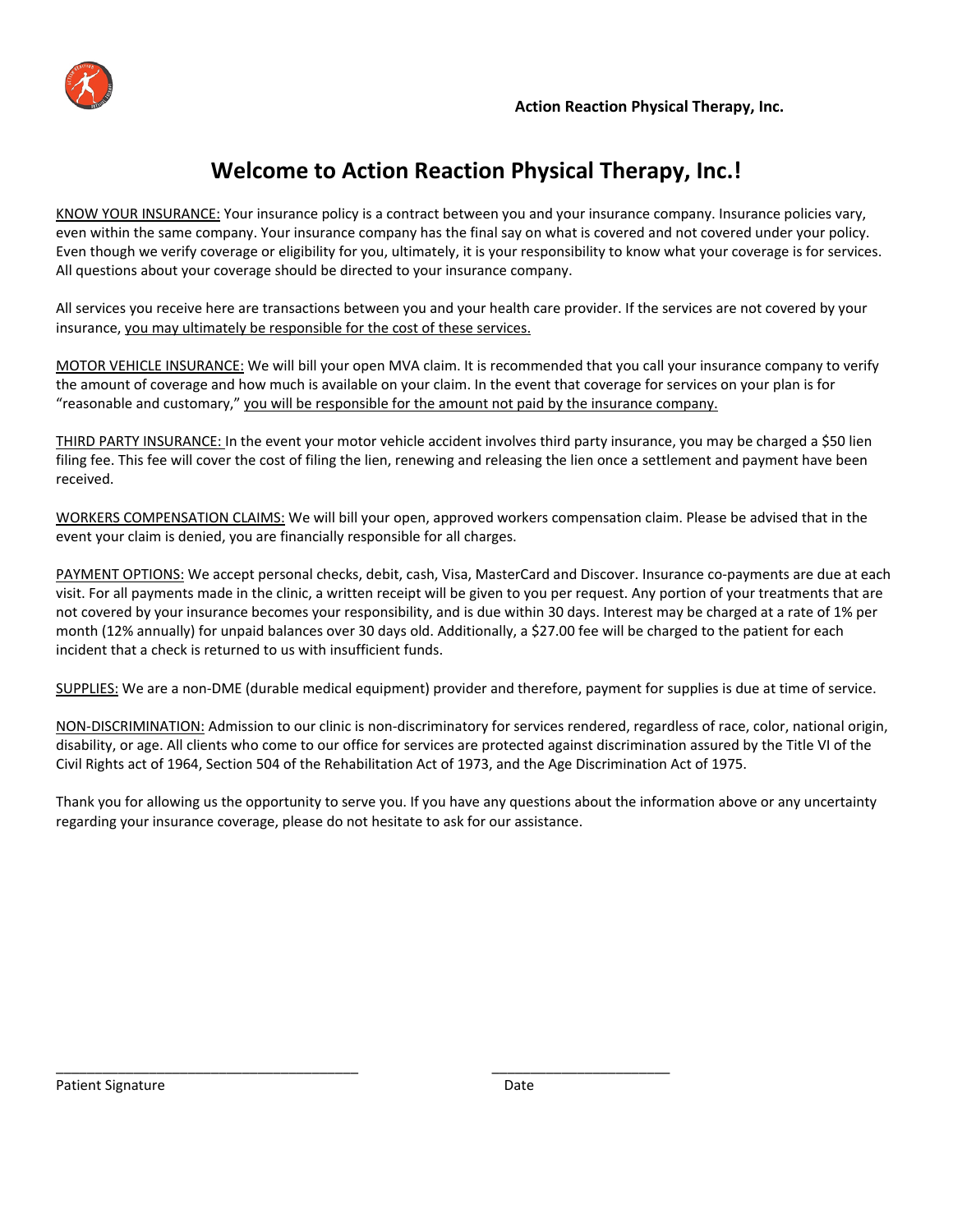**Action Reaction Physical Therapy, Inc.**

# Welcome to Action Reaction Physical Therapy, Inc.!

<u>KNOW YOUR INSURANCE:</u> Your insurance policy is a contract between you and your insurance company. Insurance policies vary, even within the same company. Your insurance company has the final say on what is covered and not covered under your policy. Even though we verify coverage or eligibility for you, ultimately, it is your responsibility to know what your coverage is for services. All questions about your coverage should be directed to your insurance company.

All services you receive here are transactions between you and your health care provider. If the services are not covered by your insurance, <u>you may ultimately be responsible for the cost of these services.</u>

<u>MOTOR VEHICLE INSURANCE:</u> We will bill your open MVA claim. It is recommended that you call your insurance company to verify the amount of coverage and how much is available on your claim. In the event that coverage for services on your plan is for "reasonable and customary," <u>you will be responsible for the amount not paid by the insurance company.</u>

<u>THIRD PARTY INSURANCE:</u> In the event your motor vehicle accident involves third party insurance, you may be charged a $50 lien filing fee. This fee will cover the cost of filing the lien, renewing and releasing the lien once a settlement and payment have been received.

<u>WORKERS COMPENSATION CLAIMS:</u> We will bill your open, approved workers compensation claim. Please be advised that in the event your claim is denied, you are financially responsible for all charges.

<u>PAYMENT OPTIONS:</u> We accept personal checks, debit, cash, Visa, MasterCard and Discover. Insurance co-payments are due at each visit. For all payments made in the clinic, a written receipt will be given to you per request. Any portion of your treatments that are not covered by your insurance becomes your responsibility, and is due within 30 days. Interest may be charged at a rate of 1% per month (12% annually) for unpaid balances over 30 days old. Additionally, a $27.00 fee will be charged to the patient for each incident that a check is returned to us with insufficient funds.

<u>SUPPLIES:</u> We are a non-DME (durable medical equipment) provider and therefore, payment for supplies is due at time of service.

<u>NON-DISCRIMINATION:</u> Admission to our clinic is non-discriminatory for services rendered, regardless of race, color, national origin, disability, or age. All clients who come to our office for services are protected against discrimination assured by the Title VI of the Civil Rights act of 1964, Section 504 of the Rehabilitation Act of 1973, and the Age Discrimination Act of 1975.

Thank you for allowing us the opportunity to serve you. If you have any questions about the information above or any uncertainty regarding your insurance coverage, please do not hesitate to ask for our assistance.

\_\_\_\_\_\_\_\_\_\_\_\_\_\_\_\_\_\_\_\_\_\_\_\_\_\_\_\_\_\_\_\_\_\_\_\_\_\_\_ \_\_\_\_\_\_\_\_\_\_\_\_\_\_\_\_\_\_\_\_\_\_\_

Patient Signature Date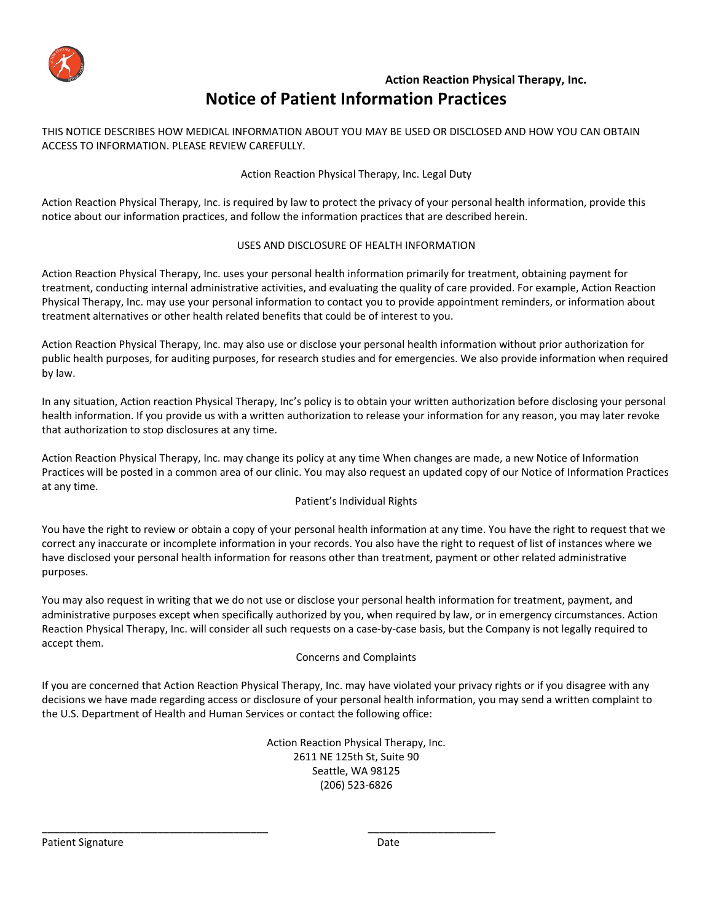**Action Reaction Physical Therapy, Inc.**

# Notice of Patient Information Practices

THIS NOTICE DESCRIBES HOW MEDICAL INFORMATION ABOUT YOU MAY BE USED OR DISCLOSED AND HOW YOU CAN OBTAIN ACCESS TO INFORMATION. PLEASE REVIEW CAREFULLY.

## Action Reaction Physical Therapy, Inc. Legal Duty

Action Reaction Physical Therapy, Inc. is required by law to protect the privacy of your personal health information, provide this notice about our information practices, and follow the information practices that are described herein.

## USES AND DISCLOSURE OF HEALTH INFORMATION

Action Reaction Physical Therapy, Inc. uses your personal health information primarily for treatment, obtaining payment for treatment, conducting internal administrative activities, and evaluating the quality of care provided. For example, Action Reaction Physical Therapy, Inc. may use your personal information to contact you to provide appointment reminders, or information about treatment alternatives or other health related benefits that could be of interest to you.

Action Reaction Physical Therapy, Inc. may also use or disclose your personal health information without prior authorization for public health purposes, for auditing purposes, for research studies and for emergencies. We also provide information when required by law.

In any situation, Action reaction Physical Therapy, Inc's policy is to obtain your written authorization before disclosing your personal health information. If you provide us with a written authorization to release your information for any reason, you may later revoke that authorization to stop disclosures at any time.

Action Reaction Physical Therapy, Inc. may change its policy at any time When changes are made, a new Notice of Information Practices will be posted in a common area of our clinic. You may also request an updated copy of our Notice of Information Practices at any time.

## Patient's Individual Rights

You have the right to review or obtain a copy of your personal health information at any time. You have the right to request that we correct any inaccurate or incomplete information in your records. You also have the right to request of list of instances where we have disclosed your personal health information for reasons other than treatment, payment or other related administrative purposes.

You may also request in writing that we do not use or disclose your personal health information for treatment, payment, and administrative purposes except when specifically authorized by you, when required by law, or in emergency circumstances. Action Reaction Physical Therapy, Inc. will consider all such requests on a case-by-case basis, but the Company is not legally required to accept them.

## Concerns and Complaints

If you are concerned that Action Reaction Physical Therapy, Inc. may have violated your privacy rights or if you disagree with any decisions we have made regarding access or disclosure of your personal health information, you may send a written complaint to the U.S. Department of Health and Human Services or contact the following office:

Action Reaction Physical Therapy, Inc.
2611 NE 125th St, Suite 90
Seattle, WA 98125
(206) 523-6826

_______________________________________ _______________________

Patient Signature Date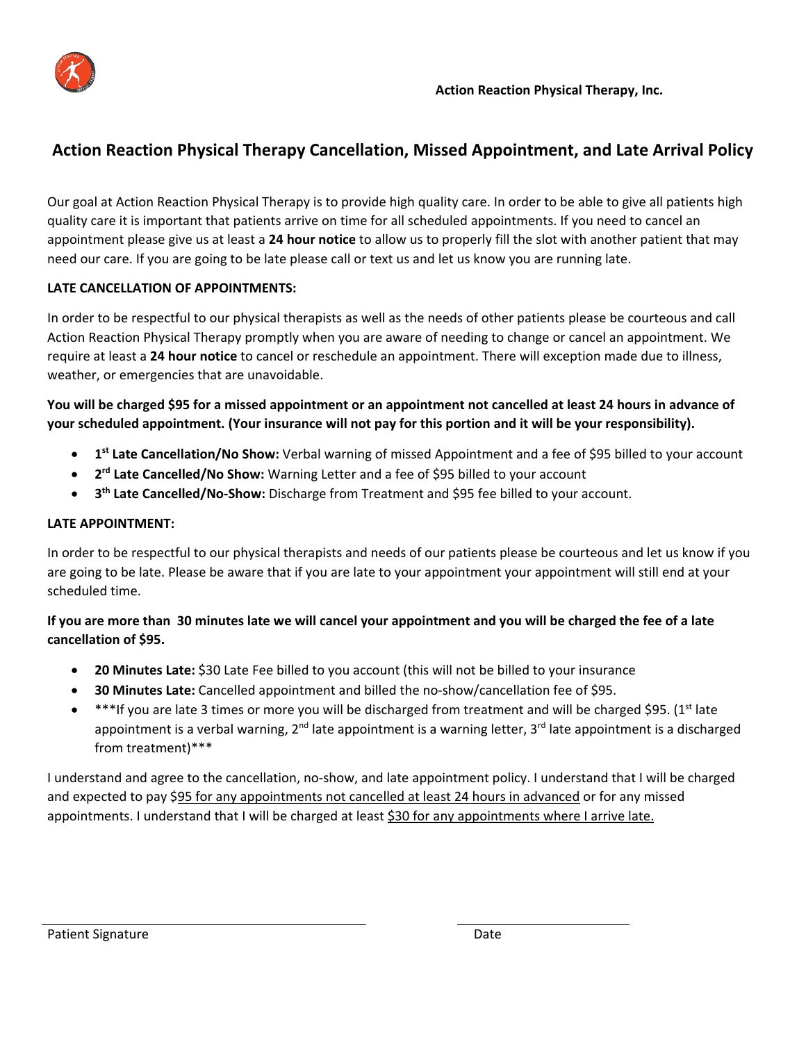**Action Reaction Physical Therapy, Inc.**

## Action Reaction Physical Therapy Cancellation, Missed Appointment, and Late Arrival Policy

Our goal at Action Reaction Physical Therapy is to provide high quality care. In order to be able to give all patients high quality care it is important that patients arrive on time for all scheduled appointments. If you need to cancel an appointment please give us at least a **24 hour notice** to allow us to properly fill the slot with another patient that may need our care. If you are going to be late please call or text us and let us know you are running late.

**LATE CANCELLATION OF APPOINTMENTS:**

In order to be respectful to our physical therapists as well as the needs of other patients please be courteous and call Action Reaction Physical Therapy promptly when you are aware of needing to change or cancel an appointment. We require at least a **24 hour notice** to cancel or reschedule an appointment. There will exception made due to illness, weather, or emergencies that are unavoidable.

**You will be charged $95 for a missed appointment or an appointment not cancelled at least 24 hours in advance of your scheduled appointment. (Your insurance will not pay for this portion and it will be your responsibility).**

- **1st Late Cancellation/No Show:** Verbal warning of missed Appointment and a fee of $95 billed to your account
- **2rd Late Cancelled/No Show:** Warning Letter and a fee of $95 billed to your account
- **3th Late Cancelled/No-Show:** Discharge from Treatment and $95 fee billed to your account.

**LATE APPOINTMENT:**

In order to be respectful to our physical therapists and needs of our patients please be courteous and let us know if you are going to be late. Please be aware that if you are late to your appointment your appointment will still end at your scheduled time.

**If you are more than 30 minutes late we will cancel your appointment and you will be charged the fee of a late cancellation of $95.**

- **20 Minutes Late:** $30 Late Fee billed to you account (this will not be billed to your insurance
- **30 Minutes Late:** Cancelled appointment and billed the no-show/cancellation fee of $95.
- ***If you are late 3 times or more you will be discharged from treatment and will be charged $95. (1st late appointment is a verbal warning, 2nd late appointment is a warning letter, 3rd late appointment is a discharged from treatment)***

I understand and agree to the cancellation, no-show, and late appointment policy. I understand that I will be charged and expected to pay $95 for any appointments not cancelled at least 24 hours in advanced or for any missed appointments. I understand that I will be charged at least $30 for any appointments where I arrive late.

Patient Signature ______________________________ Date ____________________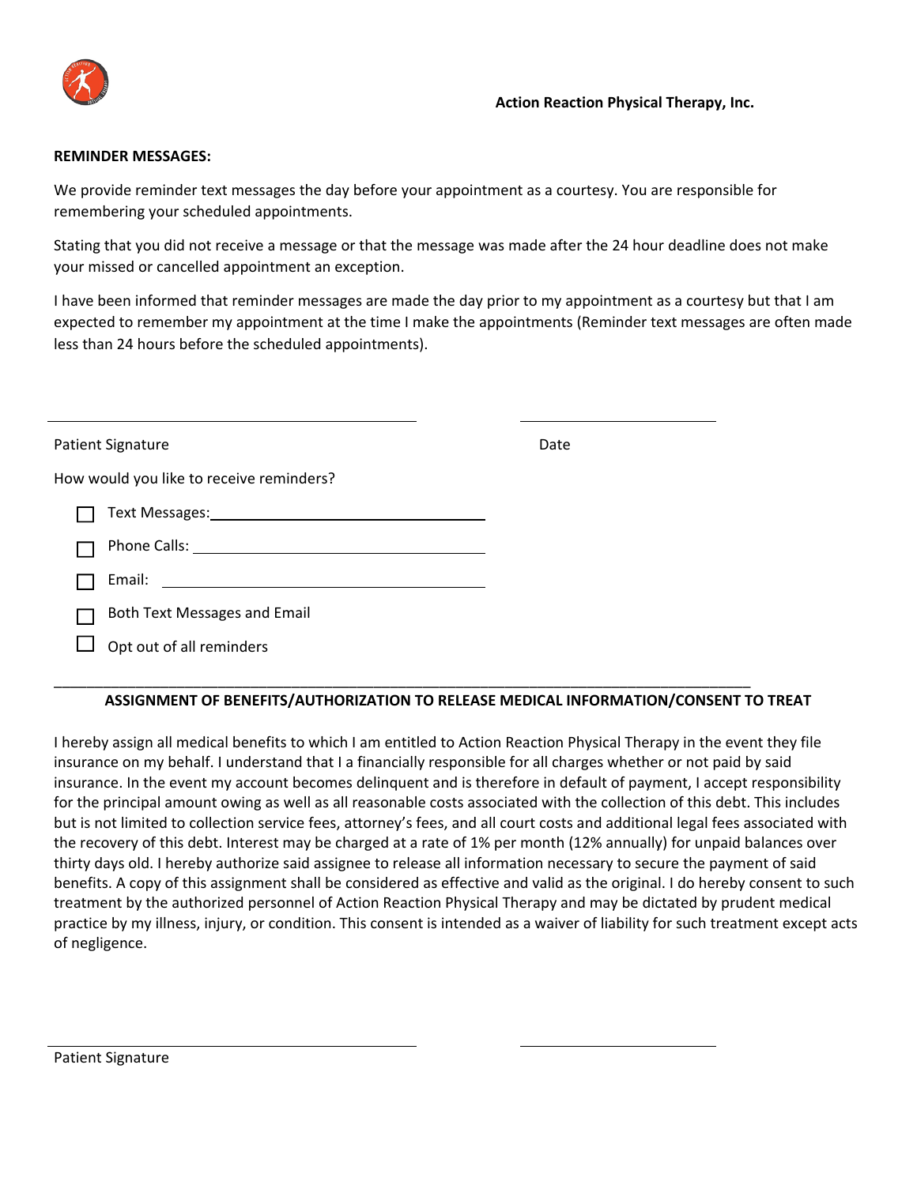**Action Reaction Physical Therapy, Inc.**

**REMINDER MESSAGES:**

We provide reminder text messages the day before your appointment as a courtesy. You are responsible for remembering your scheduled appointments.

Stating that you did not receive a message or that the message was made after the 24 hour deadline does not make your missed or cancelled appointment an exception.

I have been informed that reminder messages are made the day prior to my appointment as a courtesy but that I am expected to remember my appointment at the time I make the appointments (Reminder text messages are often made less than 24 hours before the scheduled appointments).

_______________________________________ _____________________

Patient Signature Date

How would you like to receive reminders?

- ☐ Text Messages: ______________________________
- ☐ Phone Calls: ______________________________
- ☐ Email: ______________________________
- ☐ Both Text Messages and Email
- ☐ Opt out of all reminders

---

**ASSIGNMENT OF BENEFITS/AUTHORIZATION TO RELEASE MEDICAL INFORMATION/CONSENT TO TREAT**

I hereby assign all medical benefits to which I am entitled to Action Reaction Physical Therapy in the event they file insurance on my behalf. I understand that I a financially responsible for all charges whether or not paid by said insurance. In the event my account becomes delinquent and is therefore in default of payment, I accept responsibility for the principal amount owing as well as all reasonable costs associated with the collection of this debt. This includes but is not limited to collection service fees, attorney's fees, and all court costs and additional legal fees associated with the recovery of this debt. Interest may be charged at a rate of 1% per month (12% annually) for unpaid balances over thirty days old. I hereby authorize said assignee to release all information necessary to secure the payment of said benefits. A copy of this assignment shall be considered as effective and valid as the original. I do hereby consent to such treatment by the authorized personnel of Action Reaction Physical Therapy and may be dictated by prudent medical practice by my illness, injury, or condition. This consent is intended as a waiver of liability for such treatment except acts of negligence.

_______________________________________ _____________________

Patient Signature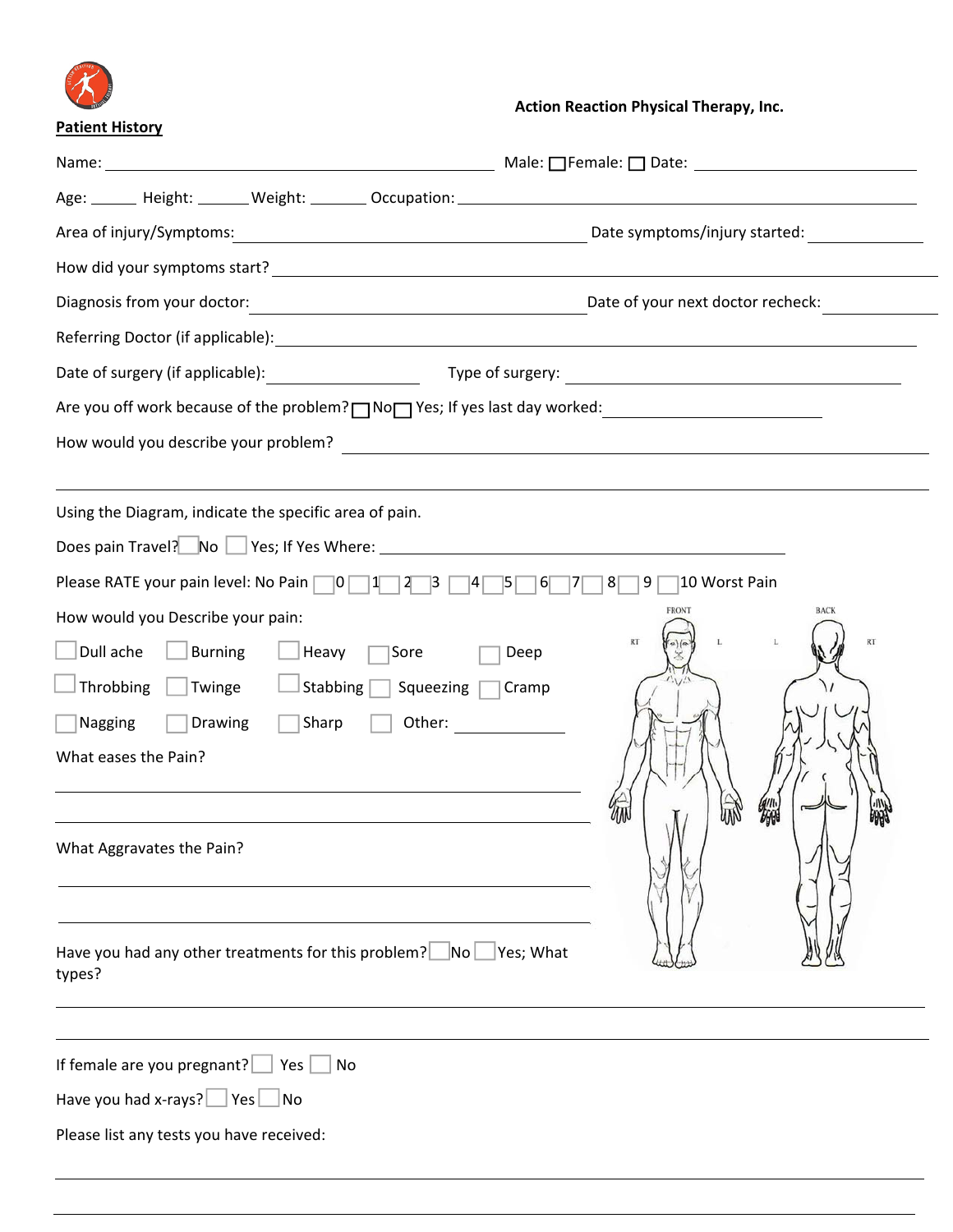**Action Reaction Physical Therapy, Inc.**

**Patient History**

Name: ______________________________ Male: ☐ Female: ☐ Date: ____________________

Age: _____ Height: _____ Weight: _____ Occupation: ______________________________

Area of injury/Symptoms: ______________________________ Date symptoms/injury started: ____________

How did your symptoms start? ______________________________

Diagnosis from your doctor: ______________________________ Date of your next doctor recheck: ____________

Referring Doctor (if applicable): ______________________________

Date of surgery (if applicable): ______________ Type of surgery: ______________________________

Are you off work because of the problem? ☐ No ☐ Yes; If yes last day worked: ____________________

How would you describe your problem? ______________________________

______________________________

Using the Diagram, indicate the specific area of pain.

Does pain Travel? ☐ No ☐ Yes; If Yes Where: ______________________________

Please RATE your pain level: No Pain ☐ 0 ☐ 1 ☐ 2 ☐ 3 ☐ 4 ☐ 5 ☐ 6 ☐ 7 ☐ 8 ☐ 9 ☐ 10 Worst Pain

How would you Describe your pain:

| | | | | |
|---|---|---|---|---|
| ☐ Dull ache | ☐ Burning | ☐ Heavy | ☐ Sore | ☐ Deep |
| ☐ Throbbing | ☐ Twinge | ☐ Stabbing | ☐ Squeezing | ☐ Cramp |
| ☐ Nagging | ☐ Drawing | ☐ Sharp | ☐ Other: __________ | |

FRONT — RT — L

BACK — L — RT

What eases the Pain?

______________________________

______________________________

What Aggravates the Pain?

______________________________

______________________________

Have you had any other treatments for this problem? ☐ No ☐ Yes; What types?

______________________________

______________________________

If female are you pregnant? ☐ Yes ☐ No

Have you had x-rays? ☐ Yes ☐ No

Please list any tests you have received:

______________________________

______________________________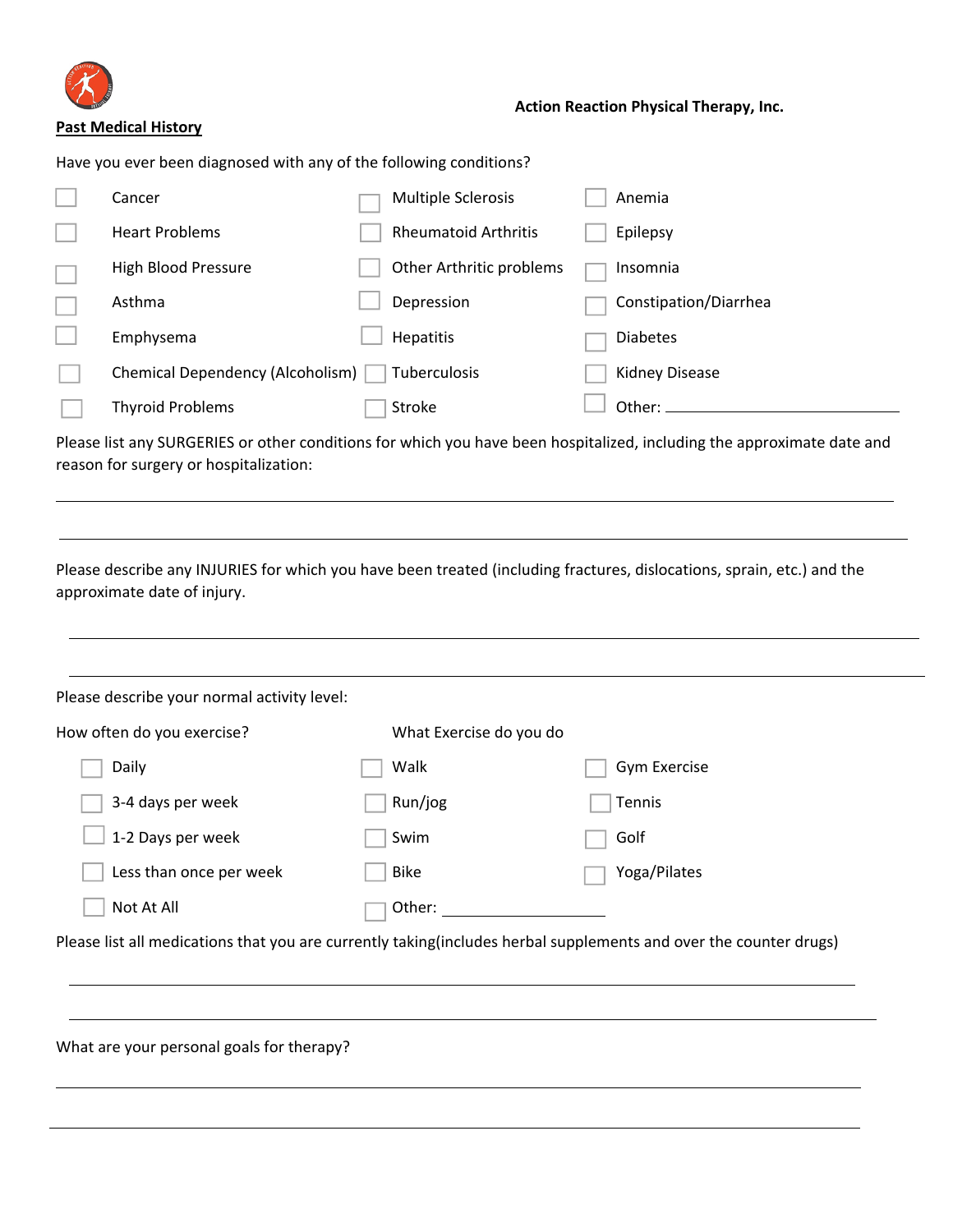**Action Reaction Physical Therapy, Inc.**

**Past Medical History**

Have you ever been diagnosed with any of the following conditions?

| | | |
|---|---|---|
| ☐ Cancer | ☐ Multiple Sclerosis | ☐ Anemia |
| ☐ Heart Problems | ☐ Rheumatoid Arthritis | ☐ Epilepsy |
| ☐ High Blood Pressure | ☐ Other Arthritic problems | ☐ Insomnia |
| ☐ Asthma | ☐ Depression | ☐ Constipation/Diarrhea |
| ☐ Emphysema | ☐ Hepatitis | ☐ Diabetes |
| ☐ Chemical Dependency (Alcoholism) | ☐ Tuberculosis | ☐ Kidney Disease |
| ☐ Thyroid Problems | ☐ Stroke | ☐ Other: ______________________ |

Please list any SURGERIES or other conditions for which you have been hospitalized, including the approximate date and reason for surgery or hospitalization:

______________________________________________________________________________

______________________________________________________________________________

Please describe any INJURIES for which you have been treated (including fractures, dislocations, sprain, etc.) and the approximate date of injury.

______________________________________________________________________________

______________________________________________________________________________

Please describe your normal activity level:

| How often do you exercise? | What Exercise do you do | |
|---|---|---|
| ☐ Daily | ☐ Walk | ☐ Gym Exercise |
| ☐ 3-4 days per week | ☐ Run/jog | ☐ Tennis |
| ☐ 1-2 Days per week | ☐ Swim | ☐ Golf |
| ☐ Less than once per week | ☐ Bike | ☐ Yoga/Pilates |
| ☐ Not At All | ☐ Other: ______________ | |

Please list all medications that you are currently taking(includes herbal supplements and over the counter drugs)

______________________________________________________________________________

______________________________________________________________________________

What are your personal goals for therapy?

______________________________________________________________________________

______________________________________________________________________________